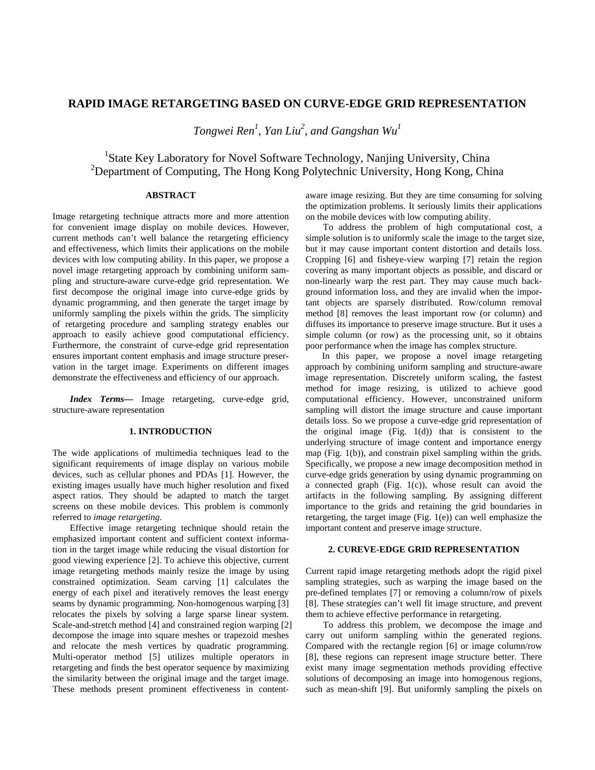# RAPID IMAGE RETARGETING BASED ON CURVE-EDGE GRID REPRESENTATION

*Tongwei Ren[1], Yan Liu[2], and Gangshan Wu[1]*

[1]State Key Laboratory for Novel Software Technology, Nanjing University, China
[2]Department of Computing, The Hong Kong Polytechnic University, Hong Kong, China

## ABSTRACT

Image retargeting technique attracts more and more attention for convenient image display on mobile devices. However, current methods can't well balance the retargeting efficiency and effectiveness, which limits their applications on the mobile devices with low computing ability. In this paper, we propose a novel image retargeting approach by combining uniform sampling and structure-aware curve-edge grid representation. We first decompose the original image into curve-edge grids by dynamic programming, and then generate the target image by uniformly sampling the pixels within the grids. The simplicity of retargeting procedure and sampling strategy enables our approach to easily achieve good computational efficiency. Furthermore, the constraint of curve-edge grid representation ensures important content emphasis and image structure preservation in the target image. Experiments on different images demonstrate the effectiveness and efficiency of our approach.

***Index Terms—*** Image retargeting, curve-edge grid, structure-aware representation

## 1. INTRODUCTION

The wide applications of multimedia techniques lead to the significant requirements of image display on various mobile devices, such as cellular phones and PDAs [1]. However, the existing images usually have much higher resolution and fixed aspect ratios. They should be adapted to match the target screens on these mobile devices. This problem is commonly referred to *image retargeting*.

Effective image retargeting technique should retain the emphasized important content and sufficient context information in the target image while reducing the visual distortion for good viewing experience [2]. To achieve this objective, current image retargeting methods mainly resize the image by using constrained optimization. Seam carving [1] calculates the energy of each pixel and iteratively removes the least energy seams by dynamic programming. Non-homogenous warping [3] relocates the pixels by solving a large sparse linear system. Scale-and-stretch method [4] and constrained region warping [2] decompose the image into square meshes or trapezoid meshes and relocate the mesh vertices by quadratic programming. Multi-operator method [5] utilizes multiple operators in retargeting and finds the best operator sequence by maximizing the similarity between the original image and the target image. These methods present prominent effectiveness in content-aware image resizing. But they are time consuming for solving the optimization problems. It seriously limits their applications on the mobile devices with low computing ability.

To address the problem of high computational cost, a simple solution is to uniformly scale the image to the target size, but it may cause important content distortion and details loss. Cropping [6] and fisheye-view warping [7] retain the region covering as many important objects as possible, and discard or non-linearly warp the rest part. They may cause much background information loss, and they are invalid when the important objects are sparsely distributed. Row/column removal method [8] removes the least important row (or column) and diffuses its importance to preserve image structure. But it uses a simple column (or row) as the processing unit, so it obtains poor performance when the image has complex structure.

In this paper, we propose a novel image retargeting approach by combining uniform sampling and structure-aware image representation. Discretely uniform scaling, the fastest method for image resizing, is utilized to achieve good computational efficiency. However, unconstrained uniform sampling will distort the image structure and cause important details loss. So we propose a curve-edge grid representation of the original image (Fig. 1(d)) that is consistent to the underlying structure of image content and importance energy map (Fig. 1(b)), and constrain pixel sampling within the grids. Specifically, we propose a new image decomposition method in curve-edge grids generation by using dynamic programming on a connected graph (Fig. 1(c)), whose result can avoid the artifacts in the following sampling. By assigning different importance to the grids and retaining the grid boundaries in retargeting, the target image (Fig. 1(e)) can well emphasize the important content and preserve image structure.

## 2. CUREVE-EDGE GRID REPRESENTATION

Current rapid image retargeting methods adopt the rigid pixel sampling strategies, such as warping the image based on the pre-defined templates [7] or removing a column/row of pixels [8]. These strategies can't well fit image structure, and prevent them to achieve effective performance in retargeting.

To address this problem, we decompose the image and carry out uniform sampling within the generated regions. Compared with the rectangle region [6] or image column/row [8], these regions can represent image structure better. There exist many image segmentation methods providing effective solutions of decomposing an image into homogenous regions, such as mean-shift [9]. But uniformly sampling the pixels on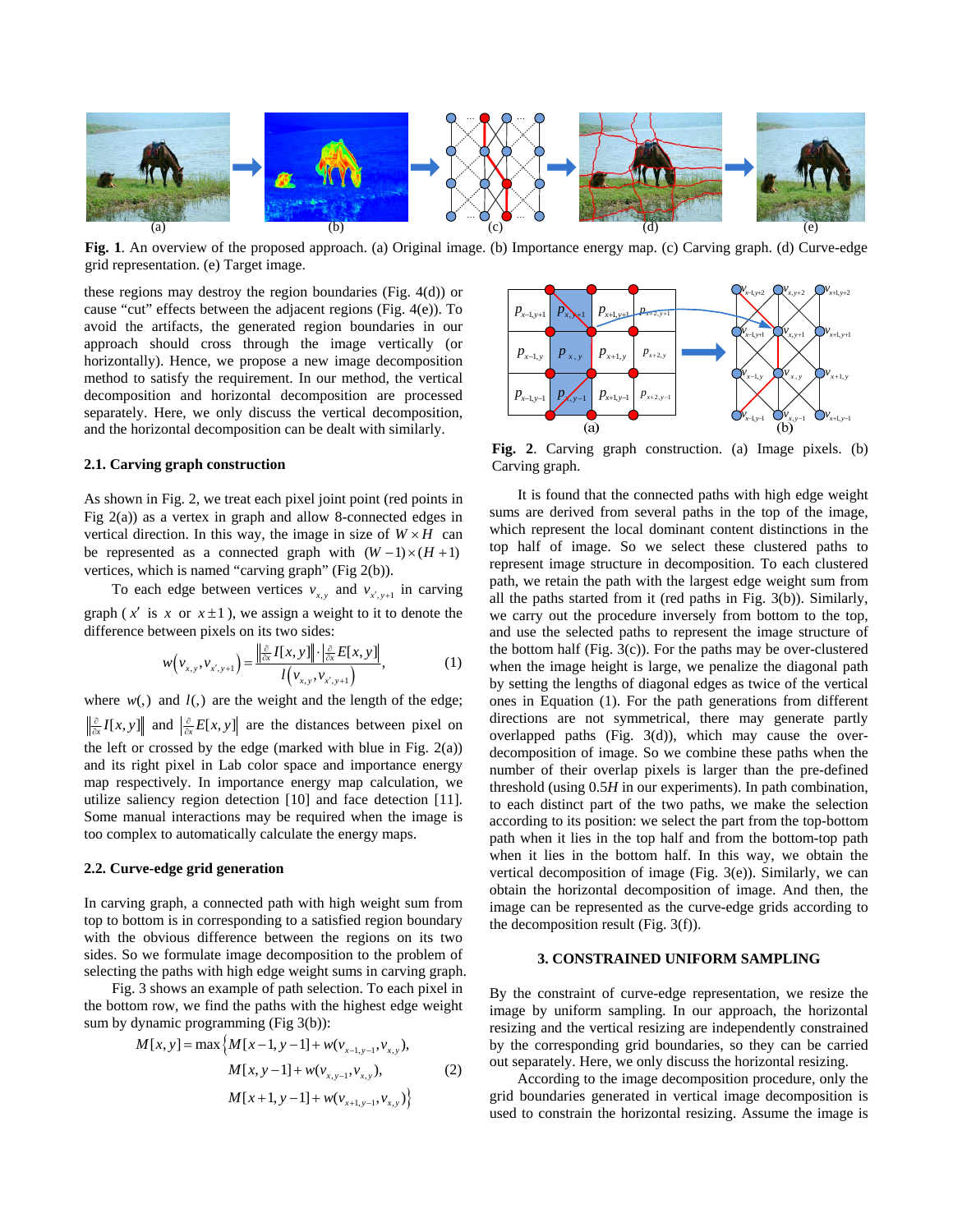**Fig. 1**. An overview of the proposed approach. (a) Original image. (b) Importance energy map. (c) Carving graph. (d) Curve-edge grid representation. (e) Target image.

these regions may destroy the region boundaries (Fig. 4(d)) or cause "cut" effects between the adjacent regions (Fig. 4(e)). To avoid the artifacts, the generated region boundaries in our approach should cross through the image vertically (or horizontally). Hence, we propose a new image decomposition method to satisfy the requirement. In our method, the vertical decomposition and horizontal decomposition are processed separately. Here, we only discuss the vertical decomposition, and the horizontal decomposition can be dealt with similarly.

### 2.1. Carving graph construction

As shown in Fig. 2, we treat each pixel joint point (red points in Fig 2(a)) as a vertex in graph and allow 8-connected edges in vertical direction. In this way, the image in size of $W \times H$ can be represented as a connected graph with $(W-1)\times(H+1)$ vertices, which is named "carving graph" (Fig 2(b)).

To each edge between vertices $v_{x,y}$ and $v_{x',y+1}$ in carving graph ($x'$ is $x$ or $x \pm 1$), we assign a weight to it to denote the difference between pixels on its two sides:

$$w\left(v_{x,y}, v_{x',y+1}\right) = \frac{\left\|\frac{\partial}{\partial x} I[x,y]\right\| \cdot \left|\frac{\partial}{\partial x} E[x,y]\right|}{l\left(v_{x,y}, v_{x',y+1}\right)}, \tag{1}$$

where $w(,)$ and $l(,)$ are the weight and the length of the edge; $\left\|\frac{\partial}{\partial x} I[x,y]\right\|$ and $\left|\frac{\partial}{\partial x} E[x,y]\right|$ are the distances between pixel on the left or crossed by the edge (marked with blue in Fig. 2(a)) and its right pixel in Lab color space and importance energy map respectively. In importance energy map calculation, we utilize saliency region detection [10] and face detection [11]. Some manual interactions may be required when the image is too complex to automatically calculate the energy maps.

### 2.2. Curve-edge grid generation

In carving graph, a connected path with high weight sum from top to bottom is in corresponding to a satisfied region boundary with the obvious difference between the regions on its two sides. So we formulate image decomposition to the problem of selecting the paths with high edge weight sums in carving graph.

Fig. 3 shows an example of path selection. To each pixel in the bottom row, we find the paths with the highest edge weight sum by dynamic programming (Fig 3(b)):

$$\begin{aligned} M[x,y] = \max\Big\{ & M[x-1,y-1] + w(v_{x-1,y-1}, v_{x,y}), \\ & M[x,y-1] + w(v_{x,y-1}, v_{x,y}), \\ & M[x+1,y-1] + w(v_{x+1,y-1}, v_{x,y}) \Big\} \end{aligned} \tag{2}$$

**Fig. 2**. Carving graph construction. (a) Image pixels. (b) Carving graph.

It is found that the connected paths with high edge weight sums are derived from several paths in the top of the image, which represent the local dominant content distinctions in the top half of image. So we select these clustered paths to represent image structure in decomposition. To each clustered path, we retain the path with the largest edge weight sum from all the paths started from it (red paths in Fig. 3(b)). Similarly, we carry out the procedure inversely from bottom to the top, and use the selected paths to represent the image structure of the bottom half (Fig. 3(c)). For the paths may be over-clustered when the image height is large, we penalize the diagonal path by setting the lengths of diagonal edges as twice of the vertical ones in Equation (1). For the path generations from different directions are not symmetrical, there may generate partly overlapped paths (Fig. 3(d)), which may cause the over-decomposition of image. So we combine these paths when the number of their overlap pixels is larger than the pre-defined threshold (using 0.5$H$ in our experiments). In path combination, to each distinct part of the two paths, we make the selection according to its position: we select the part from the top-bottom path when it lies in the top half and from the bottom-top path when it lies in the bottom half. In this way, we obtain the vertical decomposition of image (Fig. 3(e)). Similarly, we can obtain the horizontal decomposition of image. And then, the image can be represented as the curve-edge grids according to the decomposition result (Fig. 3(f)).

## 3. CONSTRAINED UNIFORM SAMPLING

By the constraint of curve-edge representation, we resize the image by uniform sampling. In our approach, the horizontal resizing and the vertical resizing are independently constrained by the corresponding grid boundaries, so they can be carried out separately. Here, we only discuss the horizontal resizing.

According to the image decomposition procedure, only the grid boundaries generated in vertical image decomposition is used to constrain the horizontal resizing. Assume the image is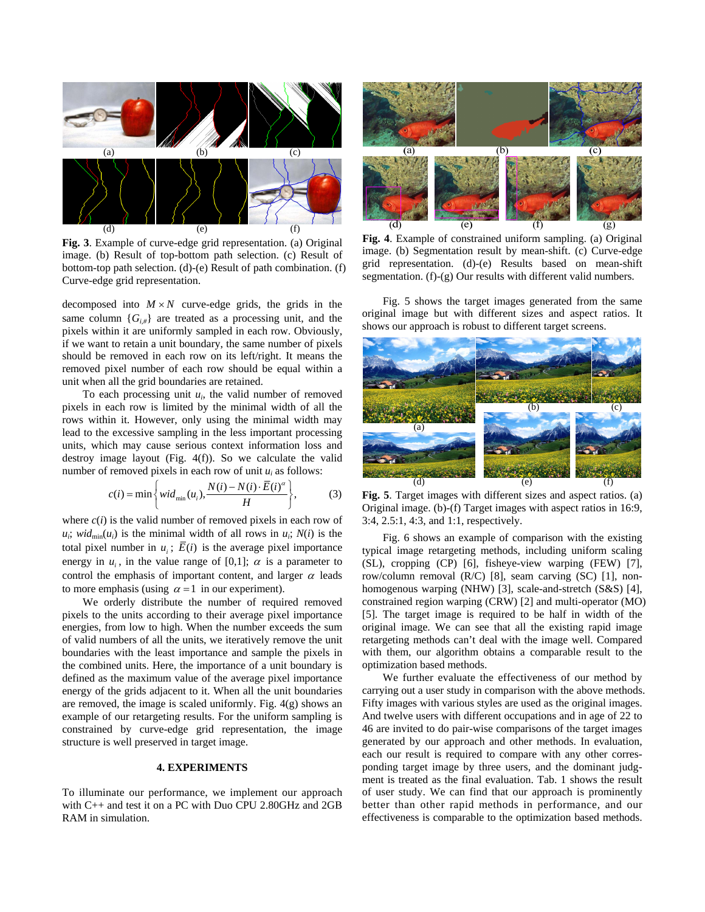Fig. 3. Example of curve-edge grid representation. (a) Original image. (b) Result of top-bottom path selection. (c) Result of bottom-top path selection. (d)-(e) Result of path combination. (f) Curve-edge grid representation.

decomposed into $M \times N$ curve-edge grids, the grids in the same column $\{G_{i,\#}\}$ are treated as a processing unit, and the pixels within it are uniformly sampled in each row. Obviously, if we want to retain a unit boundary, the same number of pixels should be removed in each row on its left/right. It means the removed pixel number of each row should be equal within a unit when all the grid boundaries are retained.

To each processing unit $u_i$, the valid number of removed pixels in each row is limited by the minimal width of all the rows within it. However, only using the minimal width may lead to the excessive sampling in the less important processing units, which may cause serious context information loss and destroy image layout (Fig. 4(f)). So we calculate the valid number of removed pixels in each row of unit $u_i$ as follows:

$$c(i) = \min\left\{ wid_{\min}(u_i), \frac{N(i) - N(i) \cdot \bar{E}(i)^{\alpha}}{H} \right\}, \quad (3)$$

where $c(i)$ is the valid number of removed pixels in each row of $u_i$; $wid_{\min}(u_i)$ is the minimal width of all rows in $u_i$; $N(i)$ is the total pixel number in $u_i$; $\bar{E}(i)$ is the average pixel importance energy in $u_i$, in the value range of [0,1]; $\alpha$ is a parameter to control the emphasis of important content, and larger $\alpha$ leads to more emphasis (using $\alpha = 1$ in our experiment).

We orderly distribute the number of required removed pixels to the units according to their average pixel importance energies, from low to high. When the number exceeds the sum of valid numbers of all the units, we iteratively remove the unit boundaries with the least importance and sample the pixels in the combined units. Here, the importance of a unit boundary is defined as the maximum value of the average pixel importance energy of the grids adjacent to it. When all the unit boundaries are removed, the image is scaled uniformly. Fig. 4(g) shows an example of our retargeting results. For the uniform sampling is constrained by curve-edge grid representation, the image structure is well preserved in target image.

## 4. EXPERIMENTS

To illuminate our performance, we implement our approach with C++ and test it on a PC with Duo CPU 2.80GHz and 2GB RAM in simulation.

Fig. 4. Example of constrained uniform sampling. (a) Original image. (b) Segmentation result by mean-shift. (c) Curve-edge grid representation. (d)-(e) Results based on mean-shift segmentation. (f)-(g) Our results with different valid numbers.

Fig. 5 shows the target images generated from the same original image but with different sizes and aspect ratios. It shows our approach is robust to different target screens.

Fig. 5. Target images with different sizes and aspect ratios. (a) Original image. (b)-(f) Target images with aspect ratios in 16:9, 3:4, 2.5:1, 4:3, and 1:1, respectively.

Fig. 6 shows an example of comparison with the existing typical image retargeting methods, including uniform scaling (SL), cropping (CP) [6], fisheye-view warping (FEW) [7], row/column removal (R/C) [8], seam carving (SC) [1], non-homogenous warping (NHW) [3], scale-and-stretch (S&S) [4], constrained region warping (CRW) [2] and multi-operator (MO) [5]. The target image is required to be half in width of the original image. We can see that all the existing rapid image retargeting methods can't deal with the image well. Compared with them, our algorithm obtains a comparable result to the optimization based methods.

We further evaluate the effectiveness of our method by carrying out a user study in comparison with the above methods. Fifty images with various styles are used as the original images. And twelve users with different occupations and in age of 22 to 46 are invited to do pair-wise comparisons of the target images generated by our approach and other methods. In evaluation, each our result is required to compare with any other corresponding target image by three users, and the dominant judgment is treated as the final evaluation. Tab. 1 shows the result of user study. We can find that our approach is prominently better than other rapid methods in performance, and our effectiveness is comparable to the optimization based methods.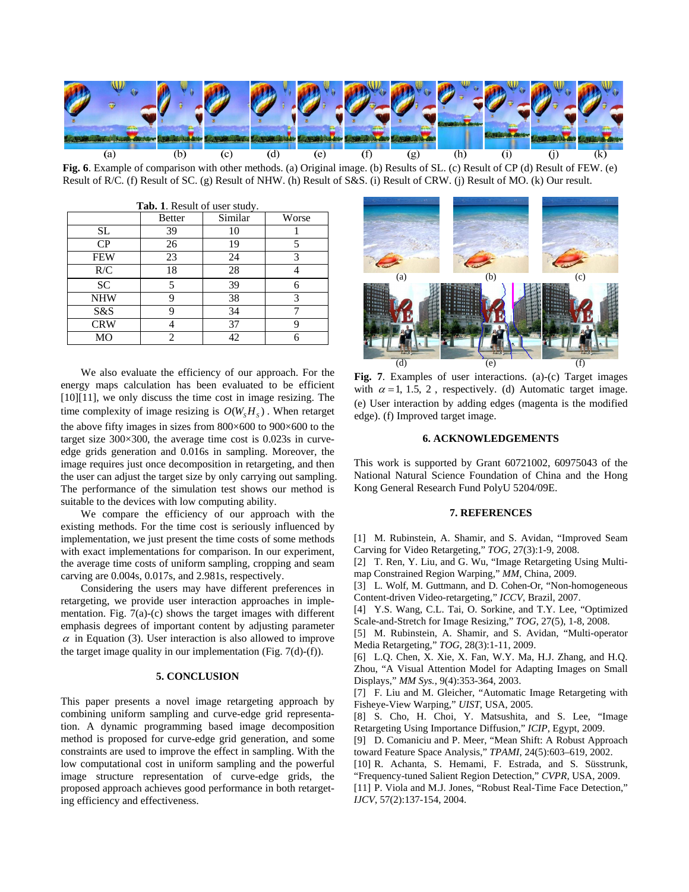**Fig. 6**. Example of comparison with other methods. (a) Original image. (b) Results of SL. (c) Result of CP (d) Result of FEW. (e) Result of R/C. (f) Result of SC. (g) Result of NHW. (h) Result of S&S. (i) Result of CRW. (j) Result of MO. (k) Our result.

**Tab. 1**. Result of user study.

| | Better | Similar | Worse |
|---|---|---|---|
| SL | 39 | 10 | 1 |
| CP | 26 | 19 | 5 |
| FEW | 23 | 24 | 3 |
| R/C | 18 | 28 | 4 |
| SC | 5 | 39 | 6 |
| NHW | 9 | 38 | 3 |
| S&S | 9 | 34 | 7 |
| CRW | 4 | 37 | 9 |
| MO | 2 | 42 | 6 |

We also evaluate the efficiency of our approach. For the energy maps calculation has been evaluated to be efficient [10][11], we only discuss the time cost in image resizing. The time complexity of image resizing is $O(W_S H_S)$. When retarget the above fifty images in sizes from 800×600 to 900×600 to the target size 300×300, the average time cost is 0.023s in curve-edge grids generation and 0.016s in sampling. Moreover, the image requires just once decomposition in retargeting, and then the user can adjust the target size by only carrying out sampling. The performance of the simulation test shows our method is suitable to the devices with low computing ability.

We compare the efficiency of our approach with the existing methods. For the time cost is seriously influenced by implementation, we just present the time costs of some methods with exact implementations for comparison. In our experiment, the average time costs of uniform sampling, cropping and seam carving are 0.004s, 0.017s, and 2.981s, respectively.

Considering the users may have different preferences in retargeting, we provide user interaction approaches in implementation. Fig. 7(a)-(c) shows the target images with different emphasis degrees of important content by adjusting parameter $\alpha$ in Equation (3). User interaction is also allowed to improve the target image quality in our implementation (Fig. 7(d)-(f)).

**Fig. 7**. Examples of user interactions. (a)-(c) Target images with $\alpha = 1$, 1.5, 2 , respectively. (d) Automatic target image. (e) User interaction by adding edges (magenta is the modified edge). (f) Improved target image.

## 5. CONCLUSION

This paper presents a novel image retargeting approach by combining uniform sampling and curve-edge grid representation. A dynamic programming based image decomposition method is proposed for curve-edge grid generation, and some constraints are used to improve the effect in sampling. With the low computational cost in uniform sampling and the powerful image structure representation of curve-edge grids, the proposed approach achieves good performance in both retargeting efficiency and effectiveness.

## 6. ACKNOWLEDGEMENTS

This work is supported by Grant 60721002, 60975043 of the National Natural Science Foundation of China and the Hong Kong General Research Fund PolyU 5204/09E.

## 7. REFERENCES

[1] M. Rubinstein, A. Shamir, and S. Avidan, "Improved Seam Carving for Video Retargeting," *TOG*, 27(3):1-9, 2008.

[2] T. Ren, Y. Liu, and G. Wu, "Image Retargeting Using Multi-map Constrained Region Warping," *MM*, China, 2009.

[3] L. Wolf, M. Guttmann, and D. Cohen-Or, "Non-homogeneous Content-driven Video-retargeting," *ICCV*, Brazil, 2007.

[4] Y.S. Wang, C.L. Tai, O. Sorkine, and T.Y. Lee, "Optimized Scale-and-Stretch for Image Resizing," *TOG*, 27(5), 1-8, 2008.

[5] M. Rubinstein, A. Shamir, and S. Avidan, "Multi-operator Media Retargeting," *TOG*, 28(3):1-11, 2009.

[6] L.Q. Chen, X. Xie, X. Fan, W.Y. Ma, H.J. Zhang, and H.Q. Zhou, "A Visual Attention Model for Adapting Images on Small Displays," *MM Sys.*, 9(4):353-364, 2003.

[7] F. Liu and M. Gleicher, "Automatic Image Retargeting with Fisheye-View Warping," *UIST*, USA, 2005.

[8] S. Cho, H. Choi, Y. Matsushita, and S. Lee, "Image Retargeting Using Importance Diffusion," *ICIP*, Egypt, 2009.

[9] D. Comaniciu and P. Meer, "Mean Shift: A Robust Approach toward Feature Space Analysis," *TPAMI*, 24(5):603–619, 2002.

[10] R. Achanta, S. Hemami, F. Estrada, and S. Süsstrunk, "Frequency-tuned Salient Region Detection," *CVPR*, USA, 2009.

[11] P. Viola and M.J. Jones, "Robust Real-Time Face Detection," *IJCV*, 57(2):137-154, 2004.